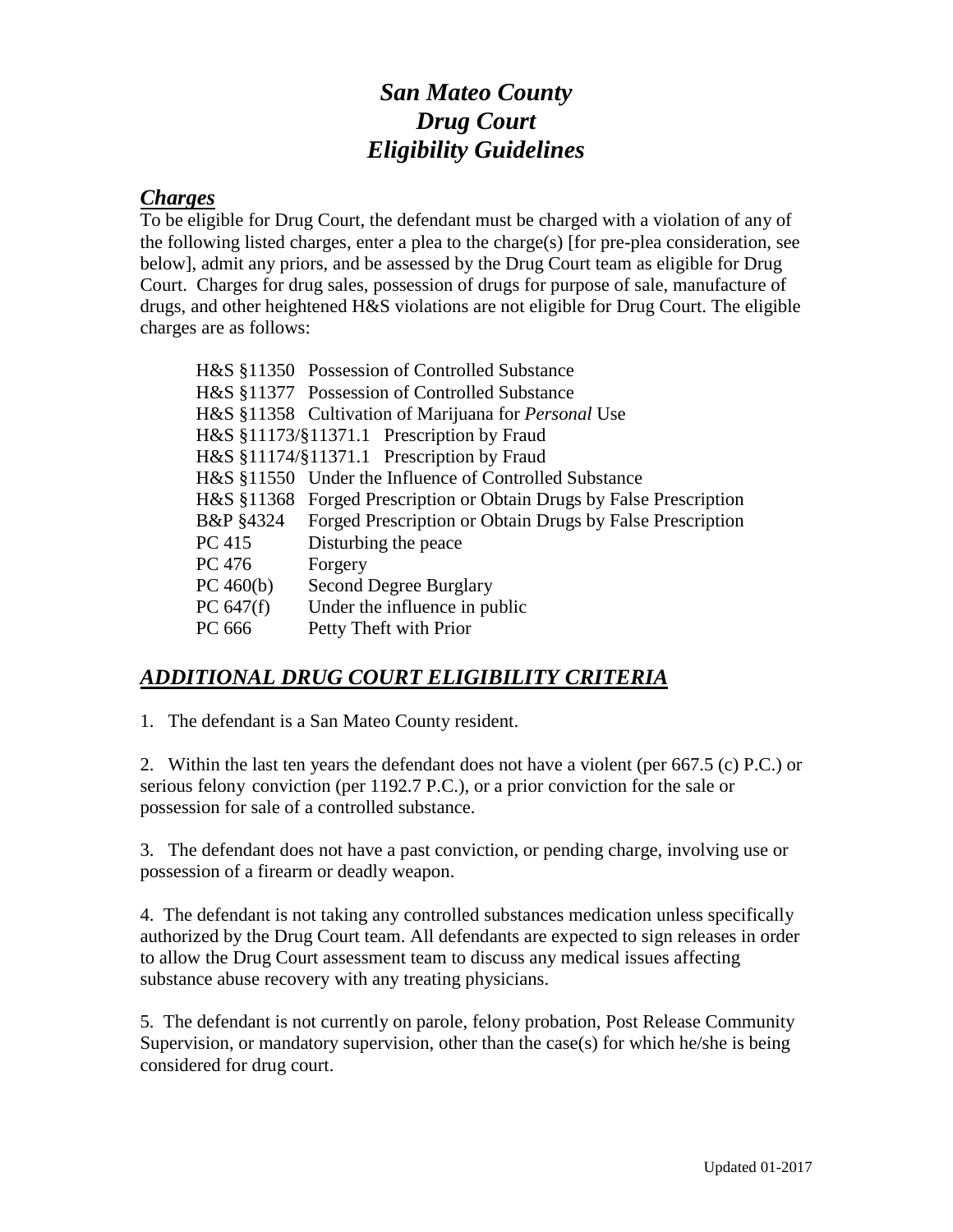# *San Mateo County Drug Court Eligibility Guidelines*

## ***Charges***

To be eligible for Drug Court, the defendant must be charged with a violation of any of the following listed charges, enter a plea to the charge(s) [for pre-plea consideration, see below], admit any priors, and be assessed by the Drug Court team as eligible for Drug Court. Charges for drug sales, possession of drugs for purpose of sale, manufacture of drugs, and other heightened H&S violations are not eligible for Drug Court. The eligible charges are as follows:

| | |
|---|---|
| H&S §11350 | Possession of Controlled Substance |
| H&S §11377 | Possession of Controlled Substance |
| H&S §11358 | Cultivation of Marijuana for *Personal* Use |
| H&S §11173/§11371.1 | Prescription by Fraud |
| H&S §11174/§11371.1 | Prescription by Fraud |
| H&S §11550 | Under the Influence of Controlled Substance |
| H&S §11368 | Forged Prescription or Obtain Drugs by False Prescription |
| B&P §4324 | Forged Prescription or Obtain Drugs by False Prescription |
| PC 415 | Disturbing the peace |
| PC 476 | Forgery |
| PC 460(b) | Second Degree Burglary |
| PC 647(f) | Under the influence in public |
| PC 666 | Petty Theft with Prior |

## ***ADDITIONAL DRUG COURT ELIGIBILITY CRITERIA***

1. The defendant is a San Mateo County resident.

2. Within the last ten years the defendant does not have a violent (per 667.5 (c) P.C.) or serious felony conviction (per 1192.7 P.C.), or a prior conviction for the sale or possession for sale of a controlled substance.

3. The defendant does not have a past conviction, or pending charge, involving use or possession of a firearm or deadly weapon.

4. The defendant is not taking any controlled substances medication unless specifically authorized by the Drug Court team. All defendants are expected to sign releases in order to allow the Drug Court assessment team to discuss any medical issues affecting substance abuse recovery with any treating physicians.

5. The defendant is not currently on parole, felony probation, Post Release Community Supervision, or mandatory supervision, other than the case(s) for which he/she is being considered for drug court.

Updated 01-2017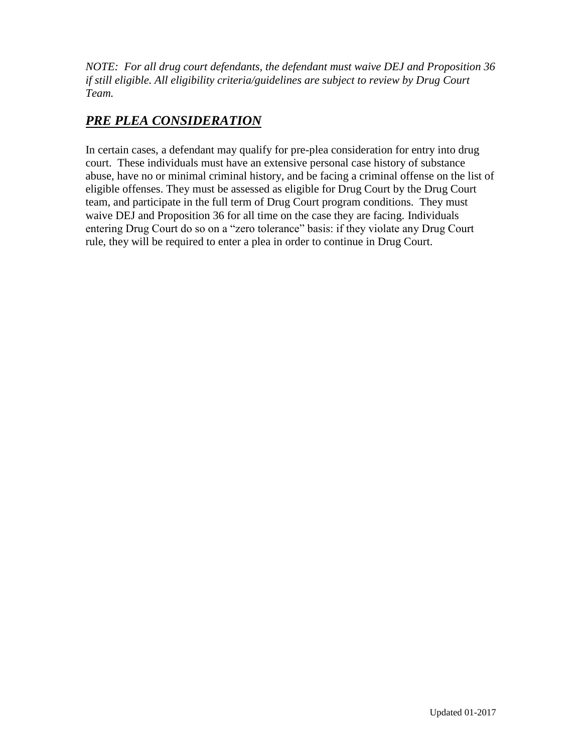*NOTE: For all drug court defendants, the defendant must waive DEJ and Proposition 36 if still eligible. All eligibility criteria/guidelines are subject to review by Drug Court Team.*

## ***PRE PLEA CONSIDERATION***

In certain cases, a defendant may qualify for pre-plea consideration for entry into drug court. These individuals must have an extensive personal case history of substance abuse, have no or minimal criminal history, and be facing a criminal offense on the list of eligible offenses. They must be assessed as eligible for Drug Court by the Drug Court team, and participate in the full term of Drug Court program conditions. They must waive DEJ and Proposition 36 for all time on the case they are facing. Individuals entering Drug Court do so on a "zero tolerance" basis: if they violate any Drug Court rule, they will be required to enter a plea in order to continue in Drug Court.

Updated 01-2017